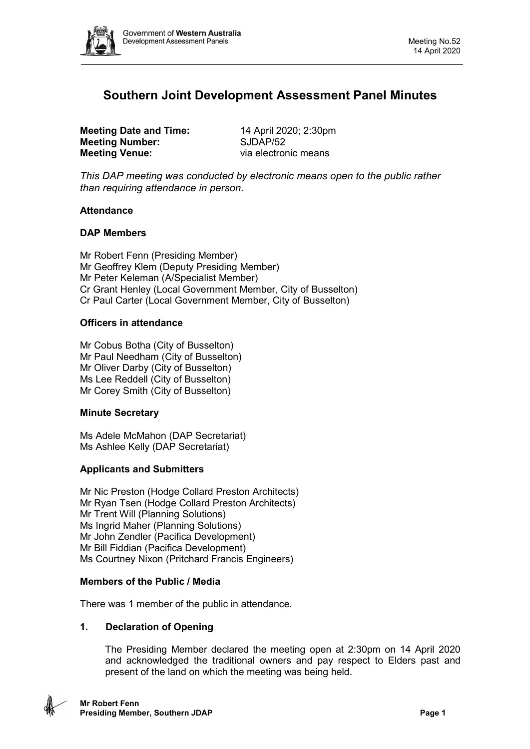# Southern Joint Development Assessment Panel Minutes

**Meeting Date and Time:** 14 April 2020; 2:30pm
**Meeting Number:** SJDAP/52
**Meeting Venue:** via electronic means

*This DAP meeting was conducted by electronic means open to the public rather than requiring attendance in person.*

**Attendance**

**DAP Members**

Mr Robert Fenn (Presiding Member)
Mr Geoffrey Klem (Deputy Presiding Member)
Mr Peter Keleman (A/Specialist Member)
Cr Grant Henley (Local Government Member, City of Busselton)
Cr Paul Carter (Local Government Member, City of Busselton)

**Officers in attendance**

Mr Cobus Botha (City of Busselton)
Mr Paul Needham (City of Busselton)
Mr Oliver Darby (City of Busselton)
Ms Lee Reddell (City of Busselton)
Mr Corey Smith (City of Busselton)

**Minute Secretary**

Ms Adele McMahon (DAP Secretariat)
Ms Ashlee Kelly (DAP Secretariat)

**Applicants and Submitters**

Mr Nic Preston (Hodge Collard Preston Architects)
Mr Ryan Tsen (Hodge Collard Preston Architects)
Mr Trent Will (Planning Solutions)
Ms Ingrid Maher (Planning Solutions)
Mr John Zendler (Pacifica Development)
Mr Bill Fiddian (Pacifica Development)
Ms Courtney Nixon (Pritchard Francis Engineers)

**Members of the Public / Media**

There was 1 member of the public in attendance.

**1. Declaration of Opening**

The Presiding Member declared the meeting open at 2:30pm on 14 April 2020 and acknowledged the traditional owners and pay respect to Elders past and present of the land on which the meeting was being held.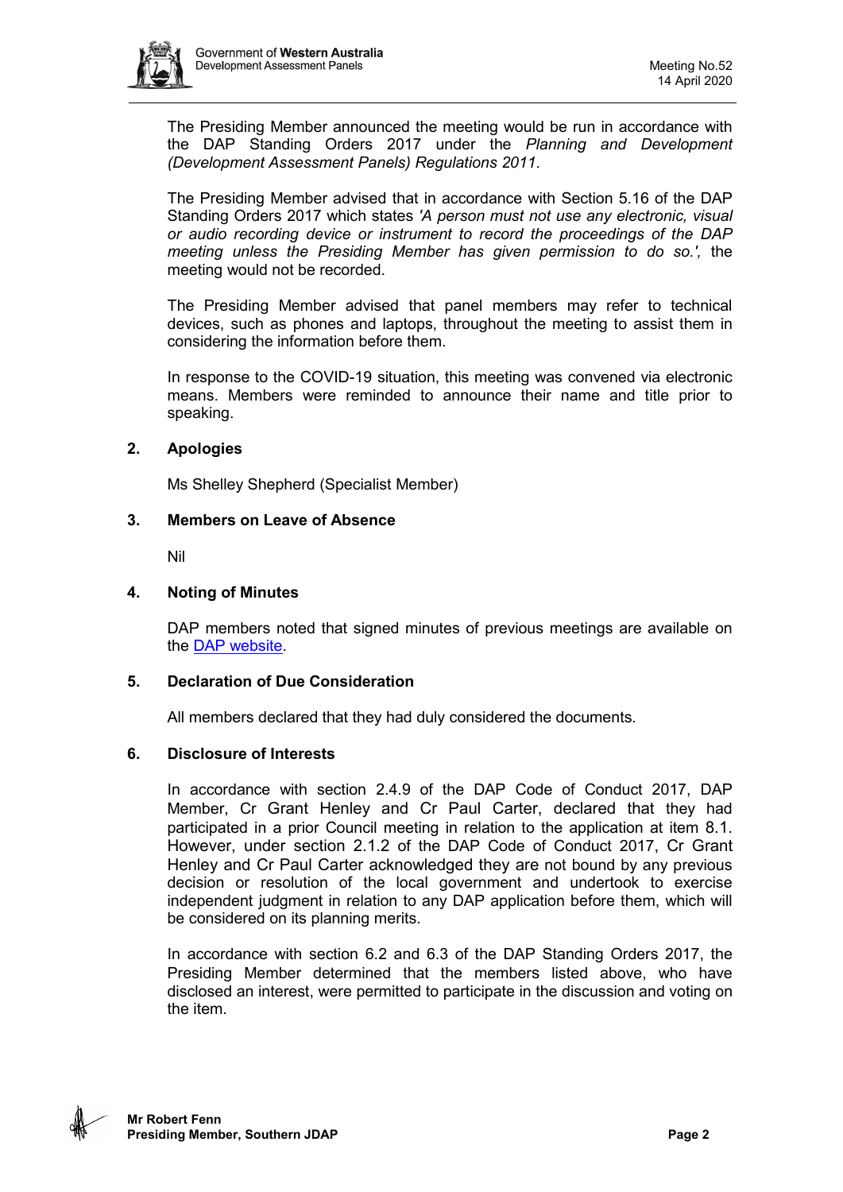The Presiding Member announced the meeting would be run in accordance with the DAP Standing Orders 2017 under the *Planning and Development (Development Assessment Panels) Regulations 2011*.

The Presiding Member advised that in accordance with Section 5.16 of the DAP Standing Orders 2017 which states *'A person must not use any electronic, visual or audio recording device or instrument to record the proceedings of the DAP meeting unless the Presiding Member has given permission to do so.',* the meeting would not be recorded.

The Presiding Member advised that panel members may refer to technical devices, such as phones and laptops, throughout the meeting to assist them in considering the information before them.

In response to the COVID-19 situation, this meeting was convened via electronic means. Members were reminded to announce their name and title prior to speaking.

## 2. Apologies

Ms Shelley Shepherd (Specialist Member)

## 3. Members on Leave of Absence

Nil

## 4. Noting of Minutes

DAP members noted that signed minutes of previous meetings are available on the [DAP website](DAP website).

## 5. Declaration of Due Consideration

All members declared that they had duly considered the documents.

## 6. Disclosure of Interests

In accordance with section 2.4.9 of the DAP Code of Conduct 2017, DAP Member, Cr Grant Henley and Cr Paul Carter, declared that they had participated in a prior Council meeting in relation to the application at item 8.1. However, under section 2.1.2 of the DAP Code of Conduct 2017, Cr Grant Henley and Cr Paul Carter acknowledged they are not bound by any previous decision or resolution of the local government and undertook to exercise independent judgment in relation to any DAP application before them, which will be considered on its planning merits.

In accordance with section 6.2 and 6.3 of the DAP Standing Orders 2017, the Presiding Member determined that the members listed above, who have disclosed an interest, were permitted to participate in the discussion and voting on the item.

**Mr Robert Fenn**
**Presiding Member, Southern JDAP**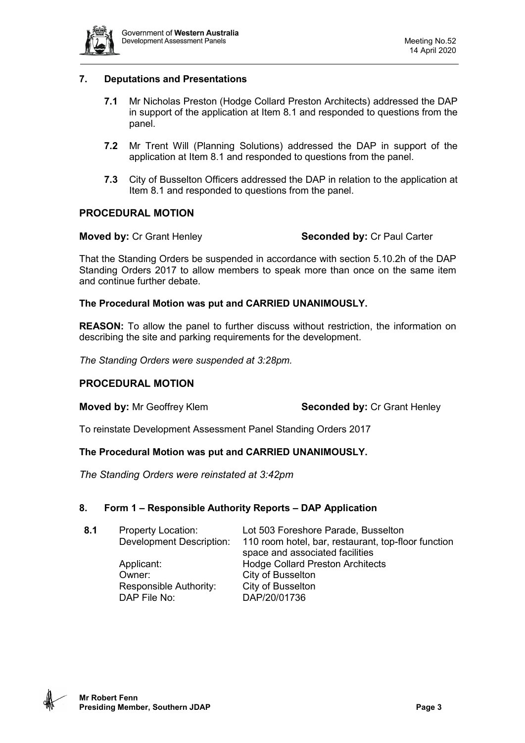## 7. Deputations and Presentations

**7.1** Mr Nicholas Preston (Hodge Collard Preston Architects) addressed the DAP in support of the application at Item 8.1 and responded to questions from the panel.

**7.2** Mr Trent Will (Planning Solutions) addressed the DAP in support of the application at Item 8.1 and responded to questions from the panel.

**7.3** City of Busselton Officers addressed the DAP in relation to the application at Item 8.1 and responded to questions from the panel.

## PROCEDURAL MOTION

**Moved by:** Cr Grant Henley **Seconded by:** Cr Paul Carter

That the Standing Orders be suspended in accordance with section 5.10.2h of the DAP Standing Orders 2017 to allow members to speak more than once on the same item and continue further debate.

**The Procedural Motion was put and CARRIED UNANIMOUSLY.**

**REASON:** To allow the panel to further discuss without restriction, the information on describing the site and parking requirements for the development.

*The Standing Orders were suspended at 3:28pm.*

## PROCEDURAL MOTION

**Moved by:** Mr Geoffrey Klem **Seconded by:** Cr Grant Henley

To reinstate Development Assessment Panel Standing Orders 2017

**The Procedural Motion was put and CARRIED UNANIMOUSLY.**

*The Standing Orders were reinstated at 3:42pm*

## 8. Form 1 – Responsible Authority Reports – DAP Application

| | | |
|---|---|---|
| **8.1** | Property Location: | Lot 503 Foreshore Parade, Busselton |
| | Development Description: | 110 room hotel, bar, restaurant, top-floor function space and associated facilities |
| | Applicant: | Hodge Collard Preston Architects |
| | Owner: | City of Busselton |
| | Responsible Authority: | City of Busselton |
| | DAP File No: | DAP/20/01736 |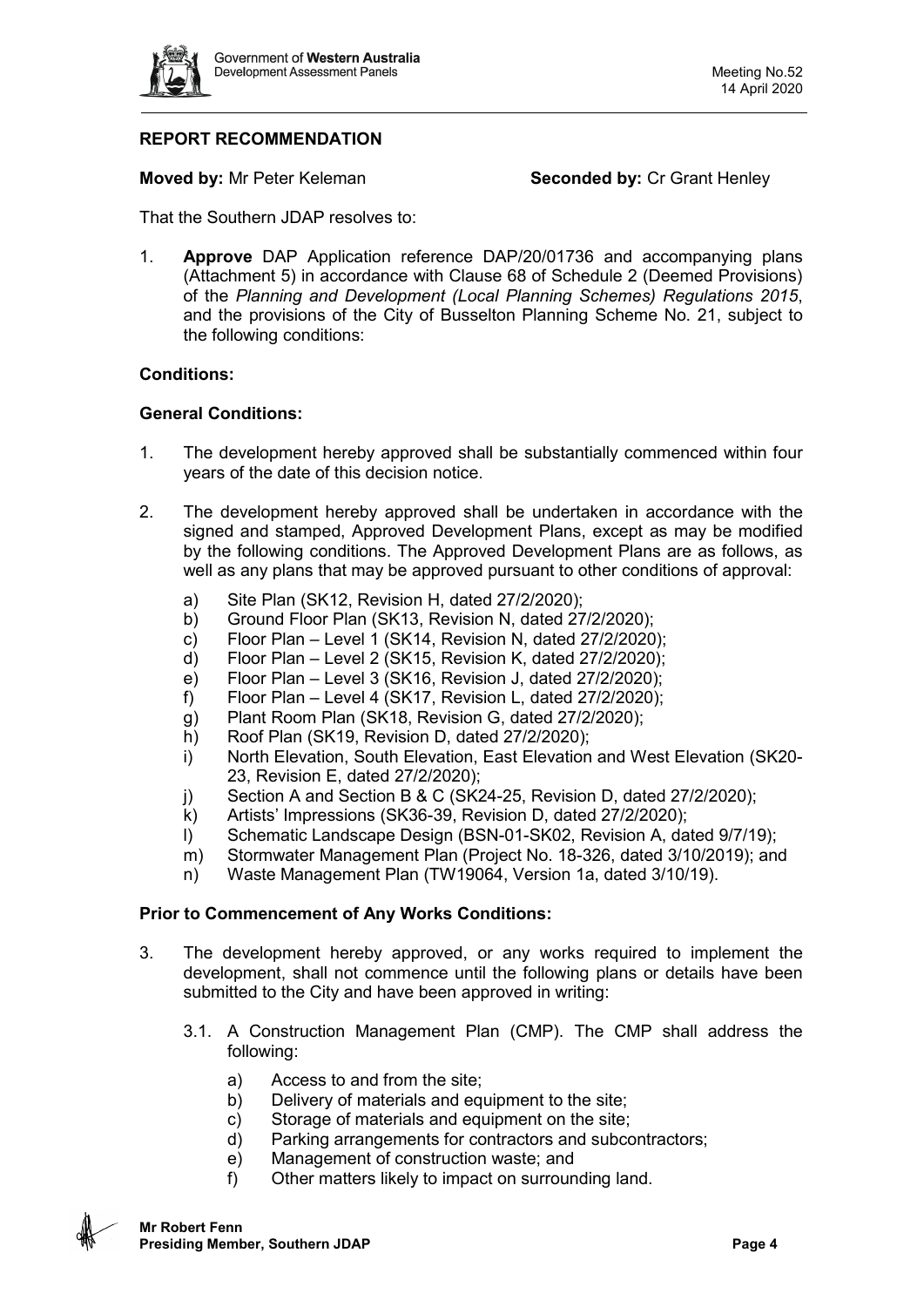## REPORT RECOMMENDATION

**Moved by:** Mr Peter Keleman **Seconded by:** Cr Grant Henley

That the Southern JDAP resolves to:

1. **Approve** DAP Application reference DAP/20/01736 and accompanying plans (Attachment 5) in accordance with Clause 68 of Schedule 2 (Deemed Provisions) of the *Planning and Development (Local Planning Schemes) Regulations 2015*, and the provisions of the City of Busselton Planning Scheme No. 21, subject to the following conditions:

### Conditions:

### General Conditions:

1. The development hereby approved shall be substantially commenced within four years of the date of this decision notice.

2. The development hereby approved shall be undertaken in accordance with the signed and stamped, Approved Development Plans, except as may be modified by the following conditions. The Approved Development Plans are as follows, as well as any plans that may be approved pursuant to other conditions of approval:

   a) Site Plan (SK12, Revision H, dated 27/2/2020);
   b) Ground Floor Plan (SK13, Revision N, dated 27/2/2020);
   c) Floor Plan – Level 1 (SK14, Revision N, dated 27/2/2020);
   d) Floor Plan – Level 2 (SK15, Revision K, dated 27/2/2020);
   e) Floor Plan – Level 3 (SK16, Revision J, dated 27/2/2020);
   f) Floor Plan – Level 4 (SK17, Revision L, dated 27/2/2020);
   g) Plant Room Plan (SK18, Revision G, dated 27/2/2020);
   h) Roof Plan (SK19, Revision D, dated 27/2/2020);
   i) North Elevation, South Elevation, East Elevation and West Elevation (SK20-23, Revision E, dated 27/2/2020);
   j) Section A and Section B & C (SK24-25, Revision D, dated 27/2/2020);
   k) Artists' Impressions (SK36-39, Revision D, dated 27/2/2020);
   l) Schematic Landscape Design (BSN-01-SK02, Revision A, dated 9/7/19);
   m) Stormwater Management Plan (Project No. 18-326, dated 3/10/2019); and
   n) Waste Management Plan (TW19064, Version 1a, dated 3/10/19).

### Prior to Commencement of Any Works Conditions:

3. The development hereby approved, or any works required to implement the development, shall not commence until the following plans or details have been submitted to the City and have been approved in writing:

   3.1. A Construction Management Plan (CMP). The CMP shall address the following:

   a) Access to and from the site;
   b) Delivery of materials and equipment to the site;
   c) Storage of materials and equipment on the site;
   d) Parking arrangements for contractors and subcontractors;
   e) Management of construction waste; and
   f) Other matters likely to impact on surrounding land.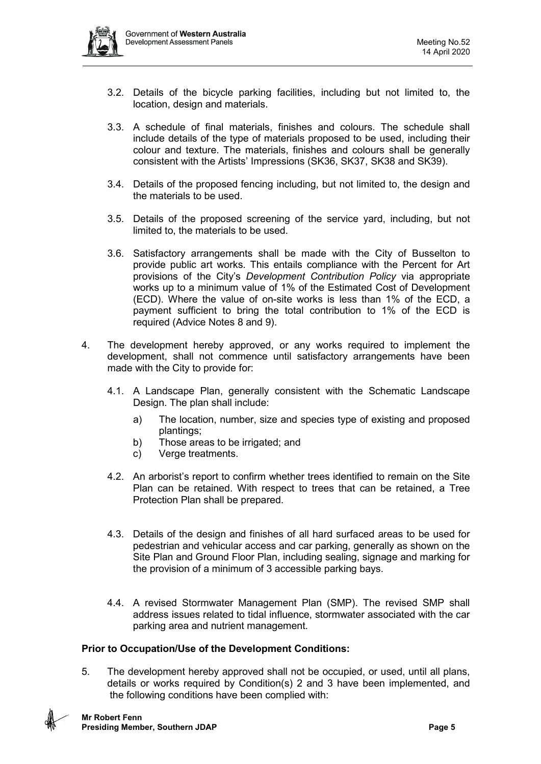3.2. Details of the bicycle parking facilities, including but not limited to, the location, design and materials.

3.3. A schedule of final materials, finishes and colours. The schedule shall include details of the type of materials proposed to be used, including their colour and texture. The materials, finishes and colours shall be generally consistent with the Artists' Impressions (SK36, SK37, SK38 and SK39).

3.4. Details of the proposed fencing including, but not limited to, the design and the materials to be used.

3.5. Details of the proposed screening of the service yard, including, but not limited to, the materials to be used.

3.6. Satisfactory arrangements shall be made with the City of Busselton to provide public art works. This entails compliance with the Percent for Art provisions of the City's *Development Contribution Policy* via appropriate works up to a minimum value of 1% of the Estimated Cost of Development (ECD). Where the value of on-site works is less than 1% of the ECD, a payment sufficient to bring the total contribution to 1% of the ECD is required (Advice Notes 8 and 9).

4. The development hereby approved, or any works required to implement the development, shall not commence until satisfactory arrangements have been made with the City to provide for:

   4.1. A Landscape Plan, generally consistent with the Schematic Landscape Design. The plan shall include:

      a) The location, number, size and species type of existing and proposed plantings;
      b) Those areas to be irrigated; and
      c) Verge treatments.

   4.2. An arborist's report to confirm whether trees identified to remain on the Site Plan can be retained. With respect to trees that can be retained, a Tree Protection Plan shall be prepared.

   4.3. Details of the design and finishes of all hard surfaced areas to be used for pedestrian and vehicular access and car parking, generally as shown on the Site Plan and Ground Floor Plan, including sealing, signage and marking for the provision of a minimum of 3 accessible parking bays.

   4.4. A revised Stormwater Management Plan (SMP). The revised SMP shall address issues related to tidal influence, stormwater associated with the car parking area and nutrient management.

**Prior to Occupation/Use of the Development Conditions:**

5. The development hereby approved shall not be occupied, or used, until all plans, details or works required by Condition(s) 2 and 3 have been implemented, and the following conditions have been complied with: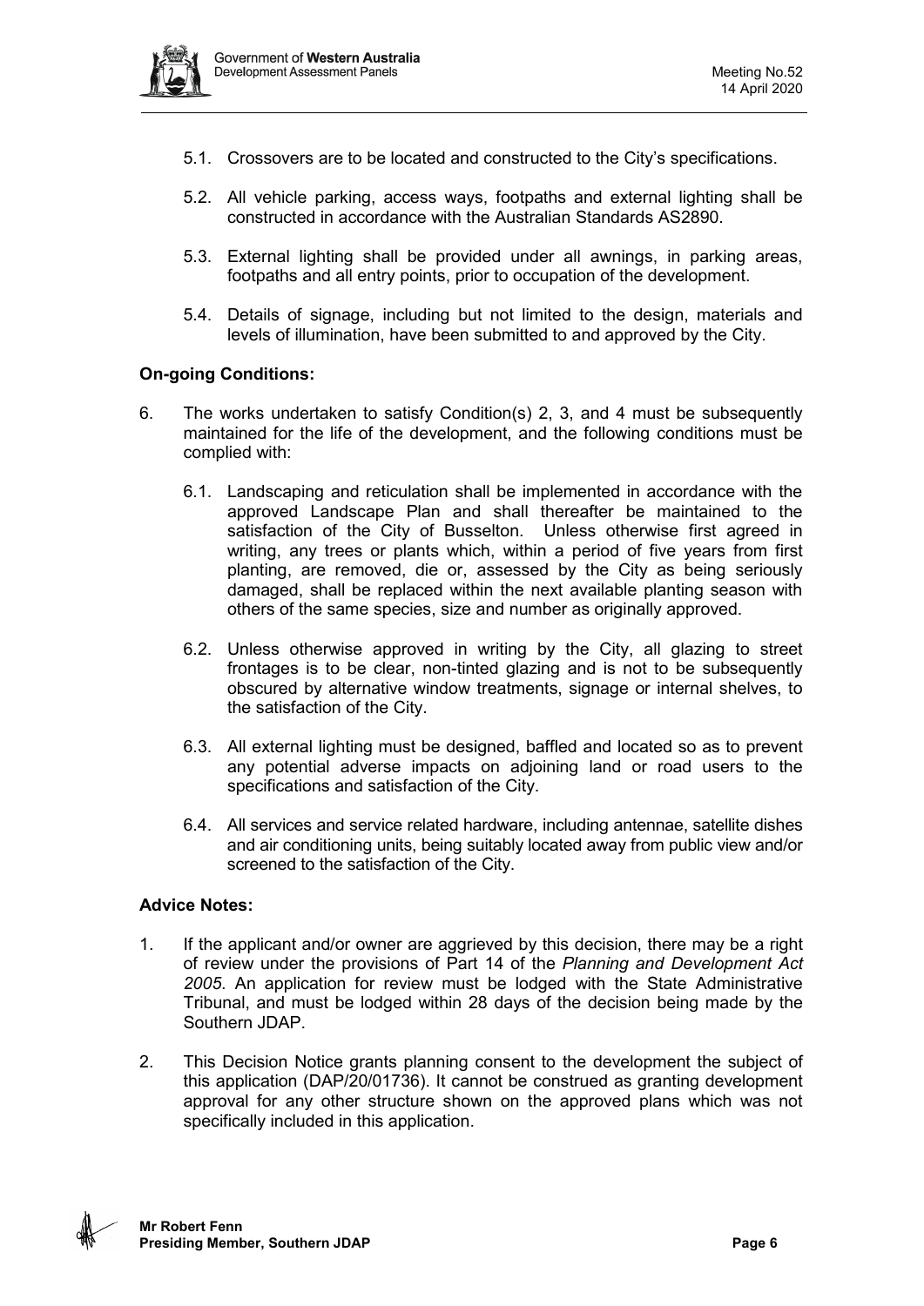5.1. Crossovers are to be located and constructed to the City's specifications.

5.2. All vehicle parking, access ways, footpaths and external lighting shall be constructed in accordance with the Australian Standards AS2890.

5.3. External lighting shall be provided under all awnings, in parking areas, footpaths and all entry points, prior to occupation of the development.

5.4. Details of signage, including but not limited to the design, materials and levels of illumination, have been submitted to and approved by the City.

**On-going Conditions:**

6. The works undertaken to satisfy Condition(s) 2, 3, and 4 must be subsequently maintained for the life of the development, and the following conditions must be complied with:

   6.1. Landscaping and reticulation shall be implemented in accordance with the approved Landscape Plan and shall thereafter be maintained to the satisfaction of the City of Busselton. Unless otherwise first agreed in writing, any trees or plants which, within a period of five years from first planting, are removed, die or, assessed by the City as being seriously damaged, shall be replaced within the next available planting season with others of the same species, size and number as originally approved.

   6.2. Unless otherwise approved in writing by the City, all glazing to street frontages is to be clear, non-tinted glazing and is not to be subsequently obscured by alternative window treatments, signage or internal shelves, to the satisfaction of the City.

   6.3. All external lighting must be designed, baffled and located so as to prevent any potential adverse impacts on adjoining land or road users to the specifications and satisfaction of the City.

   6.4. All services and service related hardware, including antennae, satellite dishes and air conditioning units, being suitably located away from public view and/or screened to the satisfaction of the City.

**Advice Notes:**

1. If the applicant and/or owner are aggrieved by this decision, there may be a right of review under the provisions of Part 14 of the *Planning and Development Act 2005*. An application for review must be lodged with the State Administrative Tribunal, and must be lodged within 28 days of the decision being made by the Southern JDAP.

2. This Decision Notice grants planning consent to the development the subject of this application (DAP/20/01736). It cannot be construed as granting development approval for any other structure shown on the approved plans which was not specifically included in this application.

**Mr Robert Fenn**
**Presiding Member, Southern JDAP**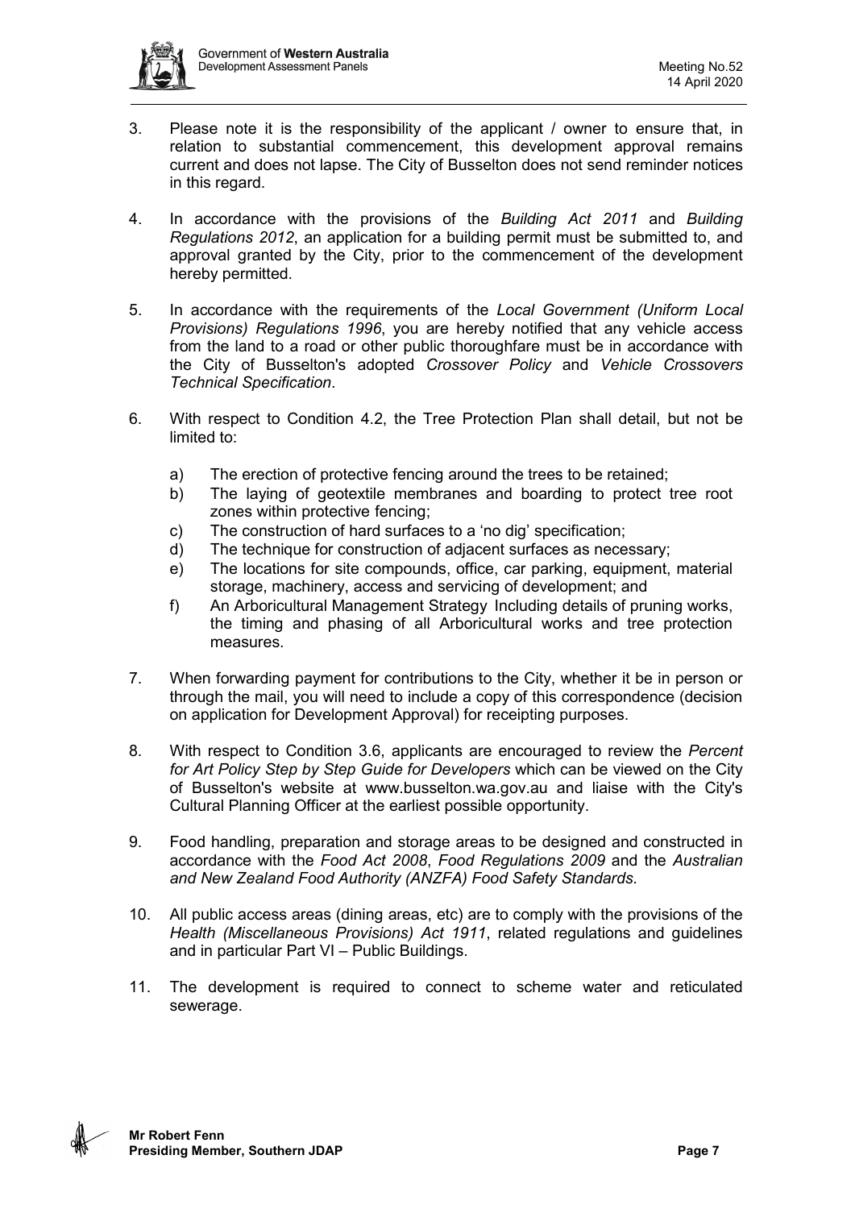3. Please note it is the responsibility of the applicant / owner to ensure that, in relation to substantial commencement, this development approval remains current and does not lapse. The City of Busselton does not send reminder notices in this regard.

4. In accordance with the provisions of the *Building Act 2011* and *Building Regulations 2012*, an application for a building permit must be submitted to, and approval granted by the City, prior to the commencement of the development hereby permitted.

5. In accordance with the requirements of the *Local Government (Uniform Local Provisions) Regulations 1996*, you are hereby notified that any vehicle access from the land to a road or other public thoroughfare must be in accordance with the City of Busselton's adopted *Crossover Policy* and *Vehicle Crossovers Technical Specification*.

6. With respect to Condition 4.2, the Tree Protection Plan shall detail, but not be limited to:

   a) The erection of protective fencing around the trees to be retained;
   b) The laying of geotextile membranes and boarding to protect tree root zones within protective fencing;
   c) The construction of hard surfaces to a 'no dig' specification;
   d) The technique for construction of adjacent surfaces as necessary;
   e) The locations for site compounds, office, car parking, equipment, material storage, machinery, access and servicing of development; and
   f) An Arboricultural Management Strategy Including details of pruning works, the timing and phasing of all Arboricultural works and tree protection measures.

7. When forwarding payment for contributions to the City, whether it be in person or through the mail, you will need to include a copy of this correspondence (decision on application for Development Approval) for receipting purposes.

8. With respect to Condition 3.6, applicants are encouraged to review the *Percent for Art Policy Step by Step Guide for Developers* which can be viewed on the City of Busselton's website at www.busselton.wa.gov.au and liaise with the City's Cultural Planning Officer at the earliest possible opportunity.

9. Food handling, preparation and storage areas to be designed and constructed in accordance with the *Food Act 2008*, *Food Regulations 2009* and the *Australian and New Zealand Food Authority (ANZFA) Food Safety Standards.*

10. All public access areas (dining areas, etc) are to comply with the provisions of the *Health (Miscellaneous Provisions) Act 1911*, related regulations and guidelines and in particular Part VI – Public Buildings.

11. The development is required to connect to scheme water and reticulated sewerage.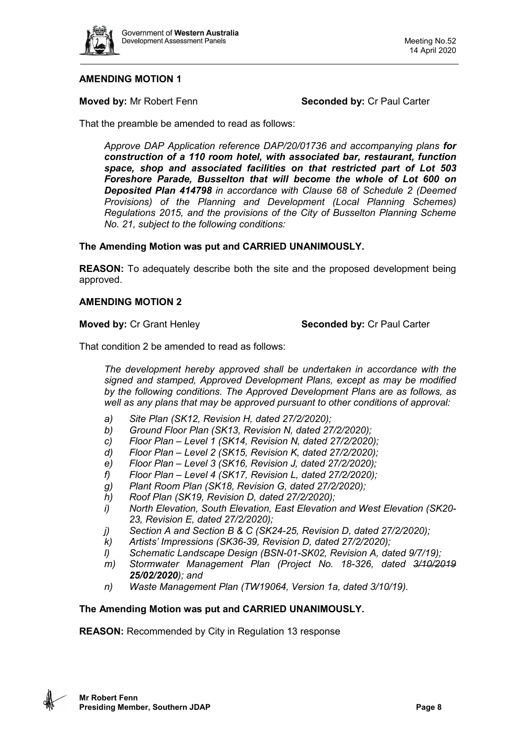### AMENDING MOTION 1

**Moved by:** Mr Robert Fenn **Seconded by:** Cr Paul Carter

That the preamble be amended to read as follows:

> *Approve DAP Application reference DAP/20/01736 and accompanying plans* ***for construction of a 110 room hotel, with associated bar, restaurant, function space, shop and associated facilities on that restricted part of Lot 503 Foreshore Parade, Busselton that will become the whole of Lot 600 on Deposited Plan 414798*** *in accordance with Clause 68 of Schedule 2 (Deemed Provisions) of the Planning and Development (Local Planning Schemes) Regulations 2015, and the provisions of the City of Busselton Planning Scheme No. 21, subject to the following conditions:*

**The Amending Motion was put and CARRIED UNANIMOUSLY.**

**REASON:** To adequately describe both the site and the proposed development being approved.

### AMENDING MOTION 2

**Moved by:** Cr Grant Henley **Seconded by:** Cr Paul Carter

That condition 2 be amended to read as follows:

> *The development hereby approved shall be undertaken in accordance with the signed and stamped, Approved Development Plans, except as may be modified by the following conditions. The Approved Development Plans are as follows, as well as any plans that may be approved pursuant to other conditions of approval:*
>
> *a) Site Plan (SK12, Revision H, dated 27/2/2020);*
> *b) Ground Floor Plan (SK13, Revision N, dated 27/2/2020);*
> *c) Floor Plan – Level 1 (SK14, Revision N, dated 27/2/2020);*
> *d) Floor Plan – Level 2 (SK15, Revision K, dated 27/2/2020);*
> *e) Floor Plan – Level 3 (SK16, Revision J, dated 27/2/2020);*
> *f) Floor Plan – Level 4 (SK17, Revision L, dated 27/2/2020);*
> *g) Plant Room Plan (SK18, Revision G, dated 27/2/2020);*
> *h) Roof Plan (SK19, Revision D, dated 27/2/2020);*
> *i) North Elevation, South Elevation, East Elevation and West Elevation (SK20-23, Revision E, dated 27/2/2020);*
> *j) Section A and Section B & C (SK24-25, Revision D, dated 27/2/2020);*
> *k) Artists' Impressions (SK36-39, Revision D, dated 27/2/2020);*
> *l) Schematic Landscape Design (BSN-01-SK02, Revision A, dated 9/7/19);*
> *m) Stormwater Management Plan (Project No. 18-326, dated ~~3/10/2019~~* ***25/02/2020****); and*
> *n) Waste Management Plan (TW19064, Version 1a, dated 3/10/19).*

**The Amending Motion was put and CARRIED UNANIMOUSLY.**

**REASON:** Recommended by City in Regulation 13 response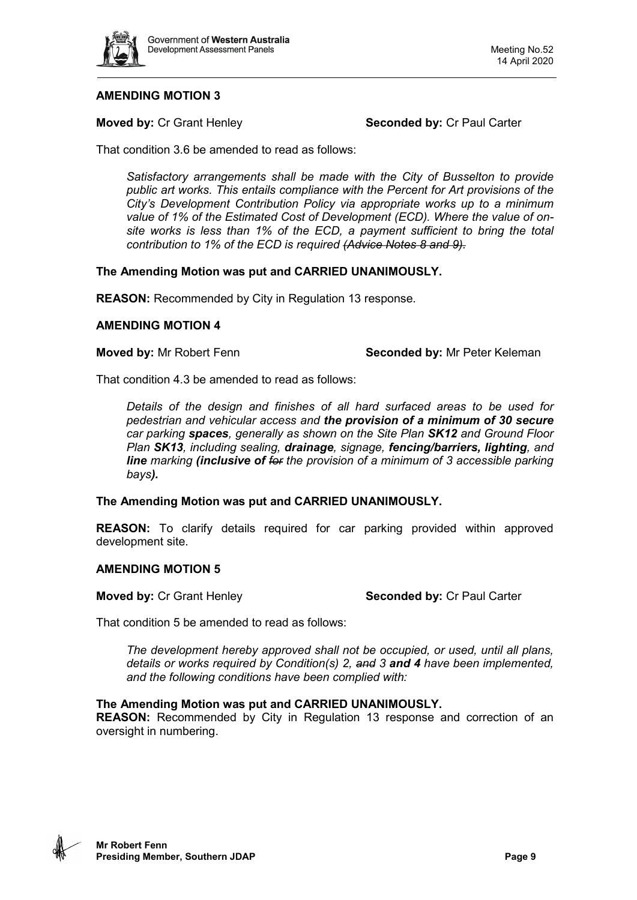### AMENDING MOTION 3

**Moved by:** Cr Grant Henley **Seconded by:** Cr Paul Carter

That condition 3.6 be amended to read as follows:

> *Satisfactory arrangements shall be made with the City of Busselton to provide public art works. This entails compliance with the Percent for Art provisions of the City's Development Contribution Policy via appropriate works up to a minimum value of 1% of the Estimated Cost of Development (ECD). Where the value of on-site works is less than 1% of the ECD, a payment sufficient to bring the total contribution to 1% of the ECD is required ~~(Advice Notes 8 and 9)~~.*

**The Amending Motion was put and CARRIED UNANIMOUSLY.**

**REASON:** Recommended by City in Regulation 13 response.

### AMENDING MOTION 4

**Moved by:** Mr Robert Fenn **Seconded by:** Mr Peter Keleman

That condition 4.3 be amended to read as follows:

> *Details of the design and finishes of all hard surfaced areas to be used for pedestrian and vehicular access and **the provision of a minimum of 30 secure** car parking **spaces**, generally as shown on the Site Plan **SK12** and Ground Floor Plan **SK13**, including sealing, **drainage**, signage, **fencing/barriers, lighting**, and **line** marking **(inclusive of** ~~for~~ the provision of a minimum of 3 accessible parking bays**).***

**The Amending Motion was put and CARRIED UNANIMOUSLY.**

**REASON:** To clarify details required for car parking provided within approved development site.

### AMENDING MOTION 5

**Moved by:** Cr Grant Henley **Seconded by:** Cr Paul Carter

That condition 5 be amended to read as follows:

> *The development hereby approved shall not be occupied, or used, until all plans, details or works required by Condition(s) 2, ~~and~~ 3 **and 4** have been implemented, and the following conditions have been complied with:*

**The Amending Motion was put and CARRIED UNANIMOUSLY.**

**REASON:** Recommended by City in Regulation 13 response and correction of an oversight in numbering.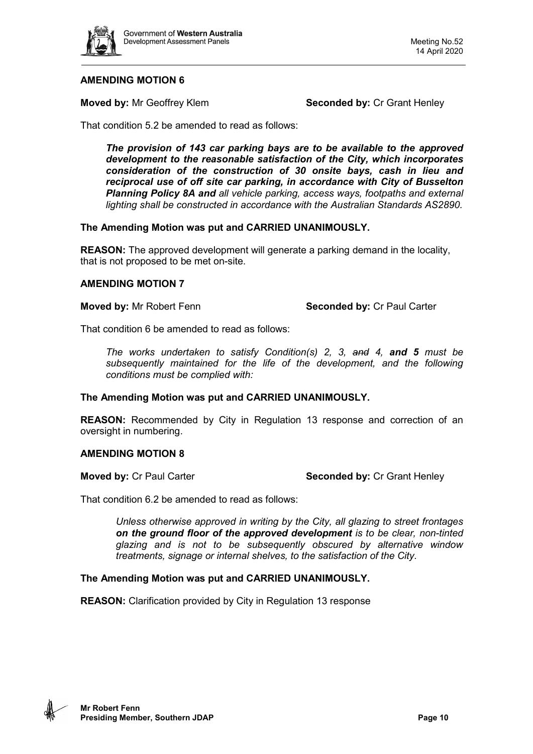**AMENDING MOTION 6**

**Moved by:** Mr Geoffrey Klem **Seconded by:** Cr Grant Henley

That condition 5.2 be amended to read as follows:

> ***The provision of 143 car parking bays are to be available to the approved development to the reasonable satisfaction of the City, which incorporates consideration of the construction of 30 onsite bays, cash in lieu and reciprocal use of off site car parking, in accordance with City of Busselton Planning Policy 8A and*** *all vehicle parking, access ways, footpaths and external lighting shall be constructed in accordance with the Australian Standards AS2890.*

**The Amending Motion was put and CARRIED UNANIMOUSLY.**

**REASON:** The approved development will generate a parking demand in the locality, that is not proposed to be met on-site.

**AMENDING MOTION 7**

**Moved by:** Mr Robert Fenn **Seconded by:** Cr Paul Carter

That condition 6 be amended to read as follows:

> *The works undertaken to satisfy Condition(s) 2, 3, ~~and~~ 4,* ***and 5*** *must be subsequently maintained for the life of the development, and the following conditions must be complied with:*

**The Amending Motion was put and CARRIED UNANIMOUSLY.**

**REASON:** Recommended by City in Regulation 13 response and correction of an oversight in numbering.

**AMENDING MOTION 8**

**Moved by:** Cr Paul Carter **Seconded by:** Cr Grant Henley

That condition 6.2 be amended to read as follows:

> *Unless otherwise approved in writing by the City, all glazing to street frontages* ***on the ground floor of the approved development*** *is to be clear, non-tinted glazing and is not to be subsequently obscured by alternative window treatments, signage or internal shelves, to the satisfaction of the City.*

**The Amending Motion was put and CARRIED UNANIMOUSLY.**

**REASON:** Clarification provided by City in Regulation 13 response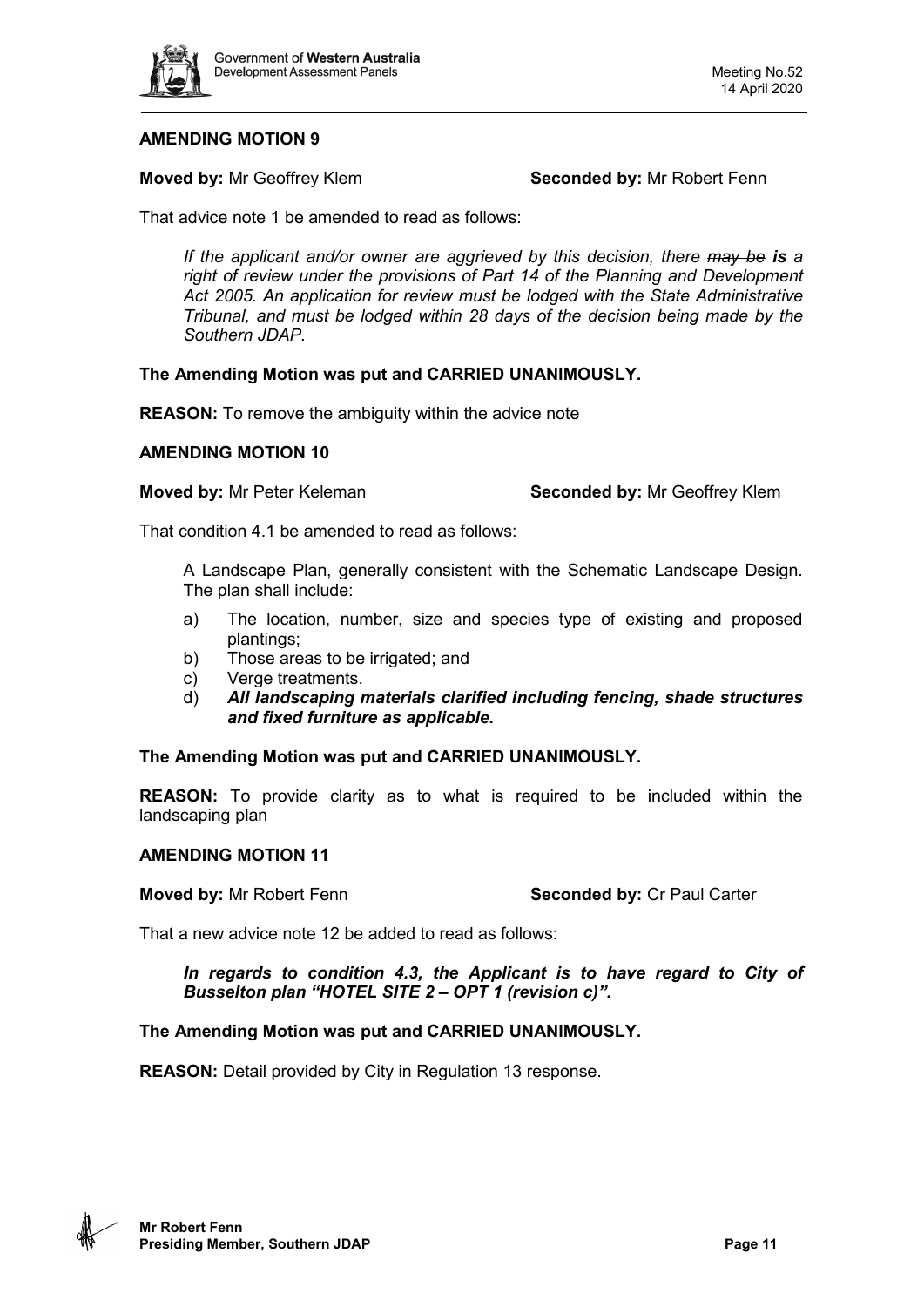**AMENDING MOTION 9**

**Moved by:** Mr Geoffrey Klem **Seconded by:** Mr Robert Fenn

That advice note 1 be amended to read as follows:

> *If the applicant and/or owner are aggrieved by this decision, there ~~may be~~ **is** a right of review under the provisions of Part 14 of the Planning and Development Act 2005. An application for review must be lodged with the State Administrative Tribunal, and must be lodged within 28 days of the decision being made by the Southern JDAP.*

**The Amending Motion was put and CARRIED UNANIMOUSLY.**

**REASON:** To remove the ambiguity within the advice note

**AMENDING MOTION 10**

**Moved by:** Mr Peter Keleman **Seconded by:** Mr Geoffrey Klem

That condition 4.1 be amended to read as follows:

> A Landscape Plan, generally consistent with the Schematic Landscape Design. The plan shall include:
>
> a) The location, number, size and species type of existing and proposed plantings;
> b) Those areas to be irrigated; and
> c) Verge treatments.
> d) ***All landscaping materials clarified including fencing, shade structures and fixed furniture as applicable.***

**The Amending Motion was put and CARRIED UNANIMOUSLY.**

**REASON:** To provide clarity as to what is required to be included within the landscaping plan

**AMENDING MOTION 11**

**Moved by:** Mr Robert Fenn **Seconded by:** Cr Paul Carter

That a new advice note 12 be added to read as follows:

> ***In regards to condition 4.3, the Applicant is to have regard to City of Busselton plan "HOTEL SITE 2 – OPT 1 (revision c)".***

**The Amending Motion was put and CARRIED UNANIMOUSLY.**

**REASON:** Detail provided by City in Regulation 13 response.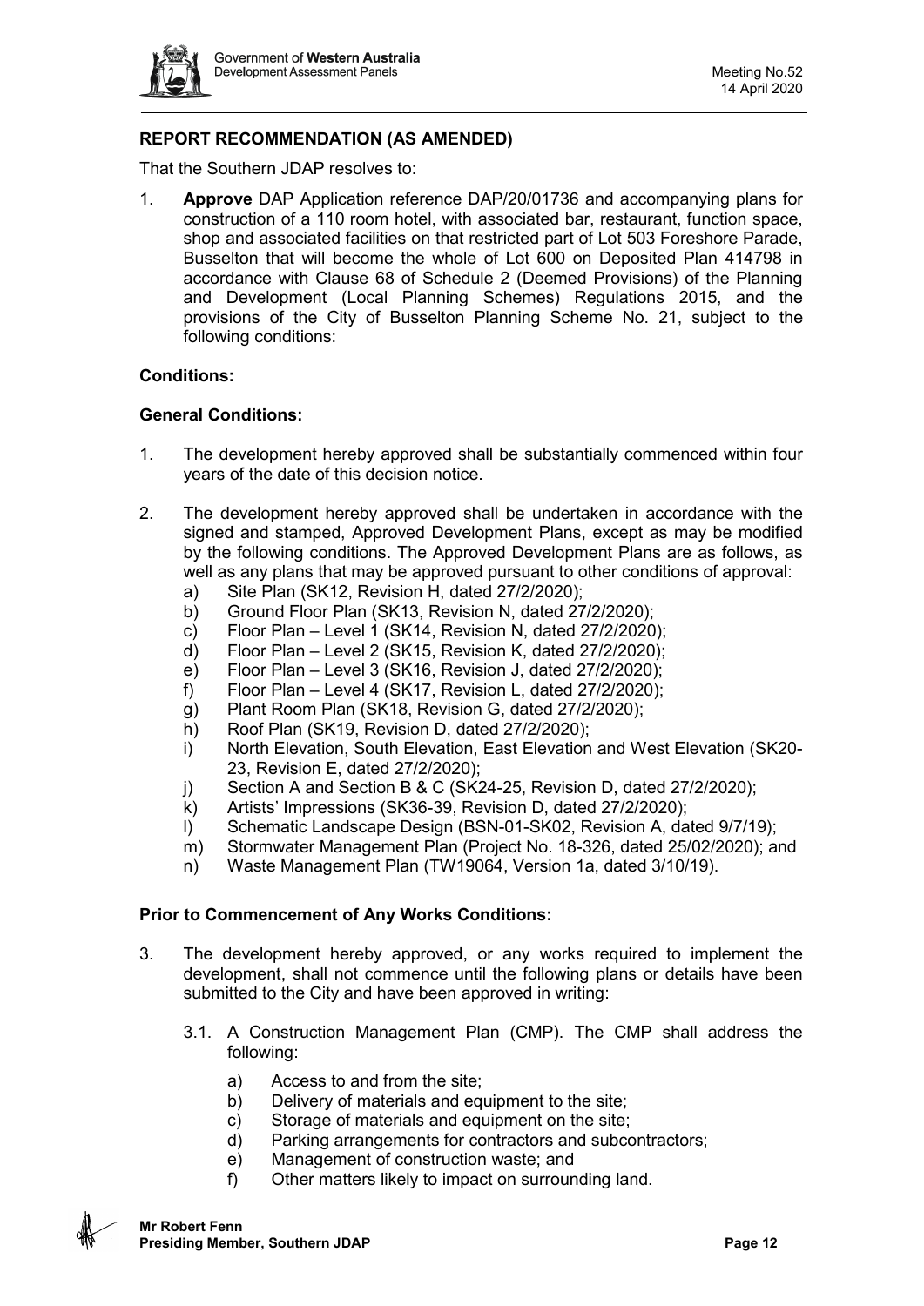## REPORT RECOMMENDATION (AS AMENDED)

That the Southern JDAP resolves to:

1. **Approve** DAP Application reference DAP/20/01736 and accompanying plans for construction of a 110 room hotel, with associated bar, restaurant, function space, shop and associated facilities on that restricted part of Lot 503 Foreshore Parade, Busselton that will become the whole of Lot 600 on Deposited Plan 414798 in accordance with Clause 68 of Schedule 2 (Deemed Provisions) of the Planning and Development (Local Planning Schemes) Regulations 2015, and the provisions of the City of Busselton Planning Scheme No. 21, subject to the following conditions:

**Conditions:**

**General Conditions:**

1. The development hereby approved shall be substantially commenced within four years of the date of this decision notice.

2. The development hereby approved shall be undertaken in accordance with the signed and stamped, Approved Development Plans, except as may be modified by the following conditions. The Approved Development Plans are as follows, as well as any plans that may be approved pursuant to other conditions of approval:
   a) Site Plan (SK12, Revision H, dated 27/2/2020);
   b) Ground Floor Plan (SK13, Revision N, dated 27/2/2020);
   c) Floor Plan – Level 1 (SK14, Revision N, dated 27/2/2020);
   d) Floor Plan – Level 2 (SK15, Revision K, dated 27/2/2020);
   e) Floor Plan – Level 3 (SK16, Revision J, dated 27/2/2020);
   f) Floor Plan – Level 4 (SK17, Revision L, dated 27/2/2020);
   g) Plant Room Plan (SK18, Revision G, dated 27/2/2020);
   h) Roof Plan (SK19, Revision D, dated 27/2/2020);
   i) North Elevation, South Elevation, East Elevation and West Elevation (SK20-23, Revision E, dated 27/2/2020);
   j) Section A and Section B & C (SK24-25, Revision D, dated 27/2/2020);
   k) Artists' Impressions (SK36-39, Revision D, dated 27/2/2020);
   l) Schematic Landscape Design (BSN-01-SK02, Revision A, dated 9/7/19);
   m) Stormwater Management Plan (Project No. 18-326, dated 25/02/2020); and
   n) Waste Management Plan (TW19064, Version 1a, dated 3/10/19).

**Prior to Commencement of Any Works Conditions:**

3. The development hereby approved, or any works required to implement the development, shall not commence until the following plans or details have been submitted to the City and have been approved in writing:

   3.1. A Construction Management Plan (CMP). The CMP shall address the following:

   a) Access to and from the site;
   b) Delivery of materials and equipment to the site;
   c) Storage of materials and equipment on the site;
   d) Parking arrangements for contractors and subcontractors;
   e) Management of construction waste; and
   f) Other matters likely to impact on surrounding land.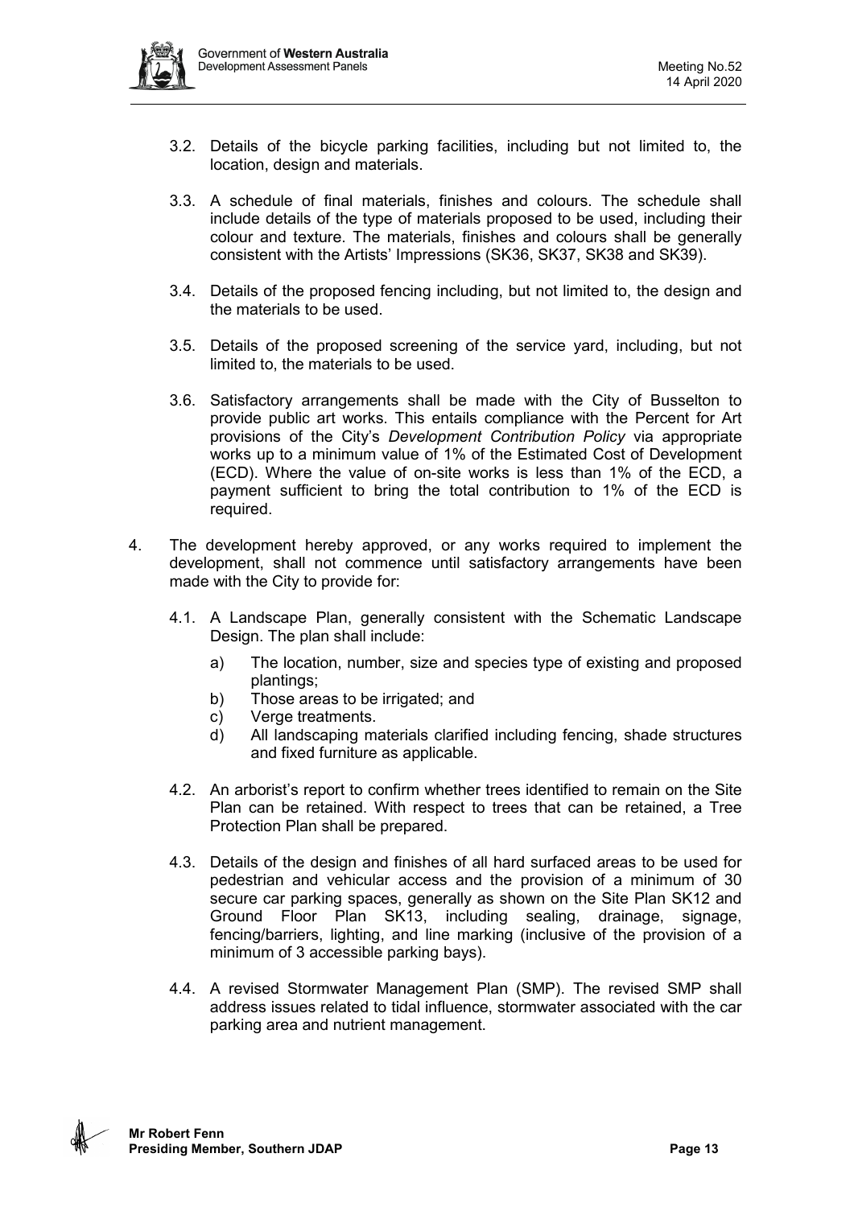3.2. Details of the bicycle parking facilities, including but not limited to, the location, design and materials.

3.3. A schedule of final materials, finishes and colours. The schedule shall include details of the type of materials proposed to be used, including their colour and texture. The materials, finishes and colours shall be generally consistent with the Artists' Impressions (SK36, SK37, SK38 and SK39).

3.4. Details of the proposed fencing including, but not limited to, the design and the materials to be used.

3.5. Details of the proposed screening of the service yard, including, but not limited to, the materials to be used.

3.6. Satisfactory arrangements shall be made with the City of Busselton to provide public art works. This entails compliance with the Percent for Art provisions of the City's *Development Contribution Policy* via appropriate works up to a minimum value of 1% of the Estimated Cost of Development (ECD). Where the value of on-site works is less than 1% of the ECD, a payment sufficient to bring the total contribution to 1% of the ECD is required.

4. The development hereby approved, or any works required to implement the development, shall not commence until satisfactory arrangements have been made with the City to provide for:

   4.1. A Landscape Plan, generally consistent with the Schematic Landscape Design. The plan shall include:

   a) The location, number, size and species type of existing and proposed plantings;
   b) Those areas to be irrigated; and
   c) Verge treatments.
   d) All landscaping materials clarified including fencing, shade structures and fixed furniture as applicable.

   4.2. An arborist's report to confirm whether trees identified to remain on the Site Plan can be retained. With respect to trees that can be retained, a Tree Protection Plan shall be prepared.

   4.3. Details of the design and finishes of all hard surfaced areas to be used for pedestrian and vehicular access and the provision of a minimum of 30 secure car parking spaces, generally as shown on the Site Plan SK12 and Ground Floor Plan SK13, including sealing, drainage, signage, fencing/barriers, lighting, and line marking (inclusive of the provision of a minimum of 3 accessible parking bays).

   4.4. A revised Stormwater Management Plan (SMP). The revised SMP shall address issues related to tidal influence, stormwater associated with the car parking area and nutrient management.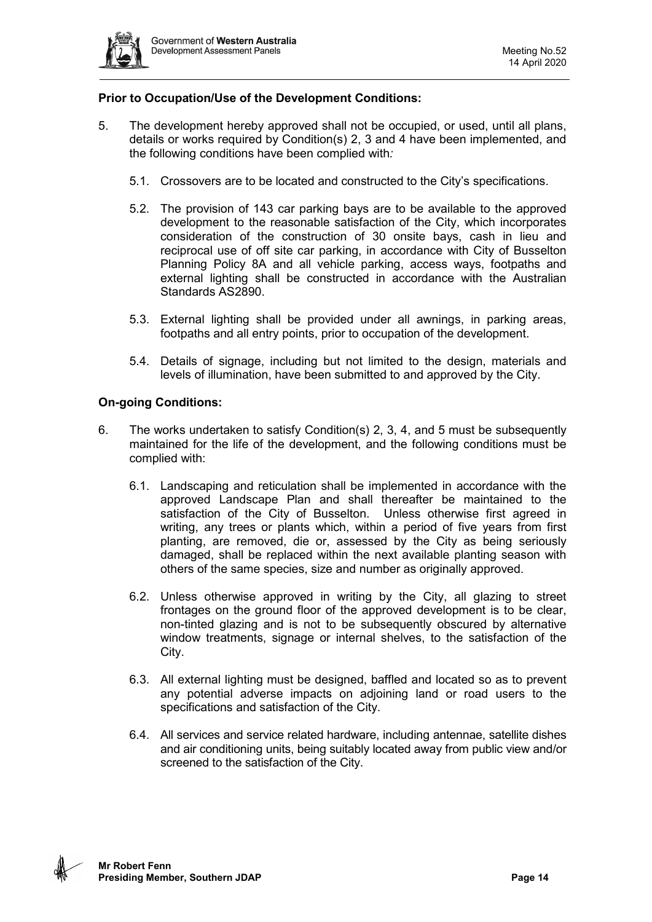**Prior to Occupation/Use of the Development Conditions:**

5. The development hereby approved shall not be occupied, or used, until all plans, details or works required by Condition(s) 2, 3 and 4 have been implemented, and the following conditions have been complied with*:*

   5.1. Crossovers are to be located and constructed to the City's specifications.

   5.2. The provision of 143 car parking bays are to be available to the approved development to the reasonable satisfaction of the City, which incorporates consideration of the construction of 30 onsite bays, cash in lieu and reciprocal use of off site car parking, in accordance with City of Busselton Planning Policy 8A and all vehicle parking, access ways, footpaths and external lighting shall be constructed in accordance with the Australian Standards AS2890.

   5.3. External lighting shall be provided under all awnings, in parking areas, footpaths and all entry points, prior to occupation of the development.

   5.4. Details of signage, including but not limited to the design, materials and levels of illumination, have been submitted to and approved by the City.

**On-going Conditions:**

6. The works undertaken to satisfy Condition(s) 2, 3, 4, and 5 must be subsequently maintained for the life of the development, and the following conditions must be complied with:

   6.1. Landscaping and reticulation shall be implemented in accordance with the approved Landscape Plan and shall thereafter be maintained to the satisfaction of the City of Busselton. Unless otherwise first agreed in writing, any trees or plants which, within a period of five years from first planting, are removed, die or, assessed by the City as being seriously damaged, shall be replaced within the next available planting season with others of the same species, size and number as originally approved.

   6.2. Unless otherwise approved in writing by the City, all glazing to street frontages on the ground floor of the approved development is to be clear, non-tinted glazing and is not to be subsequently obscured by alternative window treatments, signage or internal shelves, to the satisfaction of the City.

   6.3. All external lighting must be designed, baffled and located so as to prevent any potential adverse impacts on adjoining land or road users to the specifications and satisfaction of the City.

   6.4. All services and service related hardware, including antennae, satellite dishes and air conditioning units, being suitably located away from public view and/or screened to the satisfaction of the City.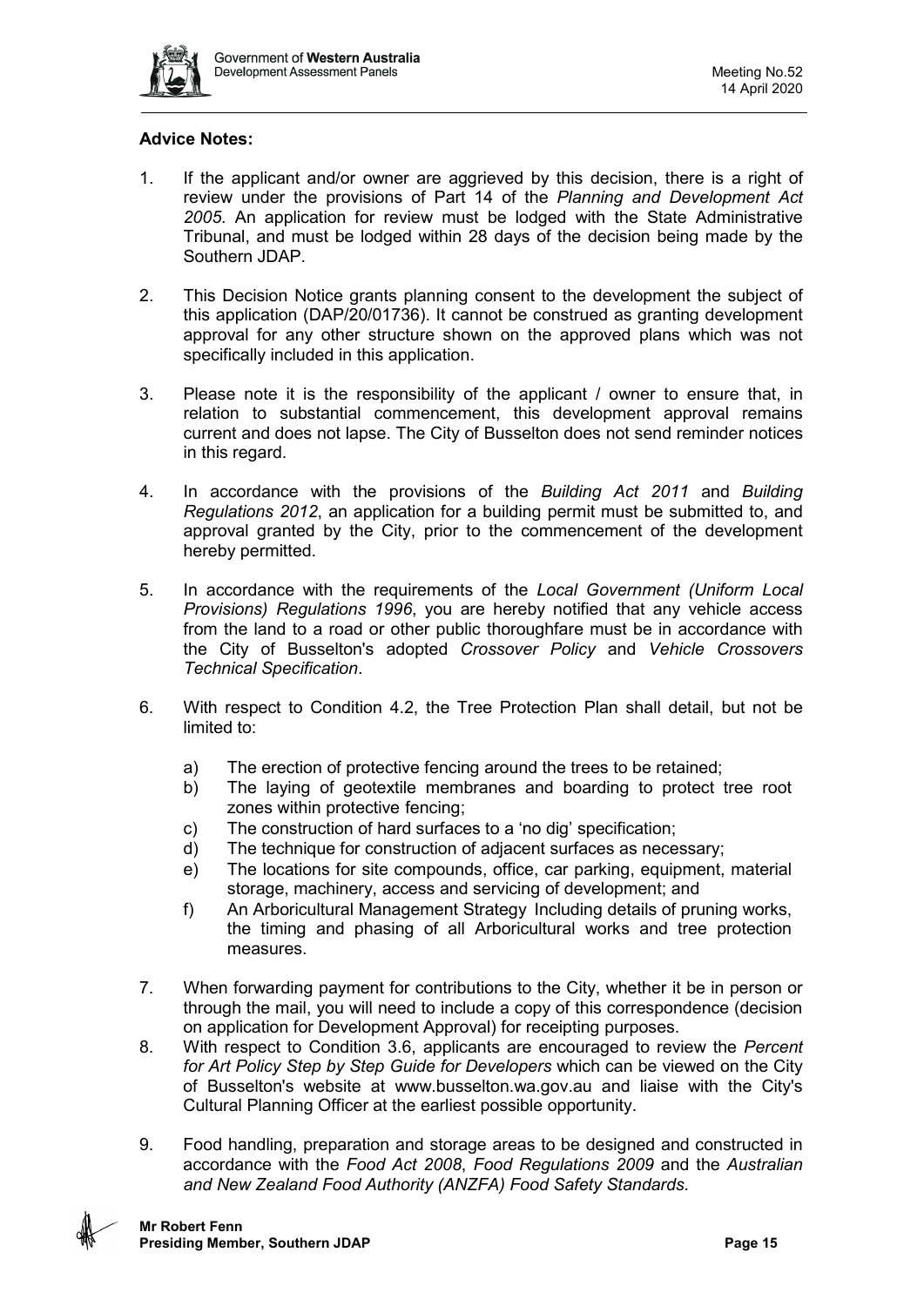**Advice Notes:**

1. If the applicant and/or owner are aggrieved by this decision, there is a right of review under the provisions of Part 14 of the *Planning and Development Act 2005*. An application for review must be lodged with the State Administrative Tribunal, and must be lodged within 28 days of the decision being made by the Southern JDAP.

2. This Decision Notice grants planning consent to the development the subject of this application (DAP/20/01736). It cannot be construed as granting development approval for any other structure shown on the approved plans which was not specifically included in this application.

3. Please note it is the responsibility of the applicant / owner to ensure that, in relation to substantial commencement, this development approval remains current and does not lapse. The City of Busselton does not send reminder notices in this regard.

4. In accordance with the provisions of the *Building Act 2011* and *Building Regulations 2012*, an application for a building permit must be submitted to, and approval granted by the City, prior to the commencement of the development hereby permitted.

5. In accordance with the requirements of the *Local Government (Uniform Local Provisions) Regulations 1996*, you are hereby notified that any vehicle access from the land to a road or other public thoroughfare must be in accordance with the City of Busselton's adopted *Crossover Policy* and *Vehicle Crossovers Technical Specification*.

6. With respect to Condition 4.2, the Tree Protection Plan shall detail, but not be limited to:

   a) The erection of protective fencing around the trees to be retained;
   b) The laying of geotextile membranes and boarding to protect tree root zones within protective fencing;
   c) The construction of hard surfaces to a 'no dig' specification;
   d) The technique for construction of adjacent surfaces as necessary;
   e) The locations for site compounds, office, car parking, equipment, material storage, machinery, access and servicing of development; and
   f) An Arboricultural Management Strategy Including details of pruning works, the timing and phasing of all Arboricultural works and tree protection measures.

7. When forwarding payment for contributions to the City, whether it be in person or through the mail, you will need to include a copy of this correspondence (decision on application for Development Approval) for receipting purposes.

8. With respect to Condition 3.6, applicants are encouraged to review the *Percent for Art Policy Step by Step Guide for Developers* which can be viewed on the City of Busselton's website at www.busselton.wa.gov.au and liaise with the City's Cultural Planning Officer at the earliest possible opportunity.

9. Food handling, preparation and storage areas to be designed and constructed in accordance with the *Food Act 2008*, *Food Regulations 2009* and the *Australian and New Zealand Food Authority (ANZFA) Food Safety Standards.*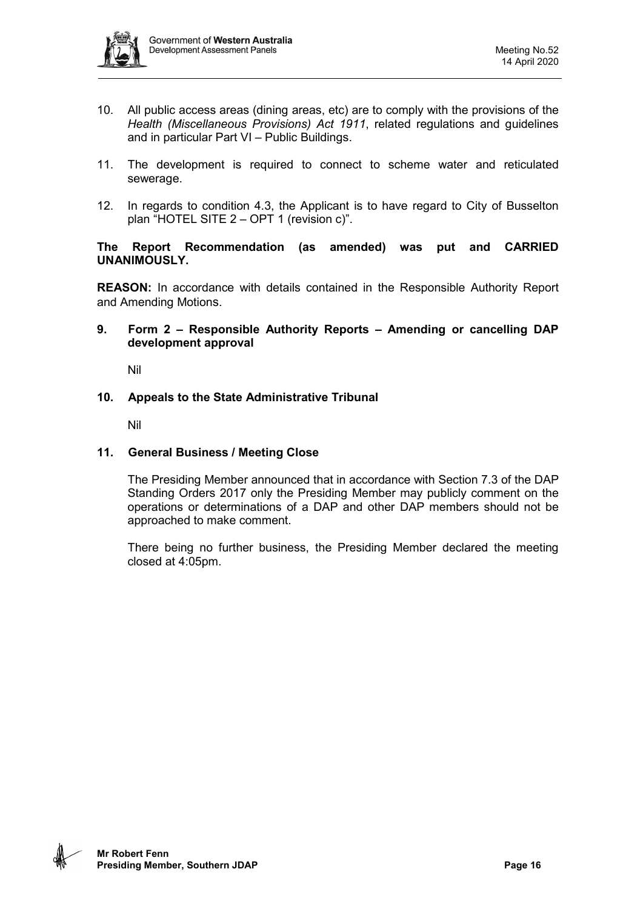10. All public access areas (dining areas, etc) are to comply with the provisions of the *Health (Miscellaneous Provisions) Act 1911*, related regulations and guidelines and in particular Part VI – Public Buildings.

11. The development is required to connect to scheme water and reticulated sewerage.

12. In regards to condition 4.3, the Applicant is to have regard to City of Busselton plan "HOTEL SITE 2 – OPT 1 (revision c)".

**The Report Recommendation (as amended) was put and CARRIED UNANIMOUSLY.**

**REASON:** In accordance with details contained in the Responsible Authority Report and Amending Motions.

## 9. Form 2 – Responsible Authority Reports – Amending or cancelling DAP development approval

Nil

## 10. Appeals to the State Administrative Tribunal

Nil

## 11. General Business / Meeting Close

The Presiding Member announced that in accordance with Section 7.3 of the DAP Standing Orders 2017 only the Presiding Member may publicly comment on the operations or determinations of a DAP and other DAP members should not be approached to make comment.

There being no further business, the Presiding Member declared the meeting closed at 4:05pm.

**Mr Robert Fenn**
**Presiding Member, Southern JDAP**